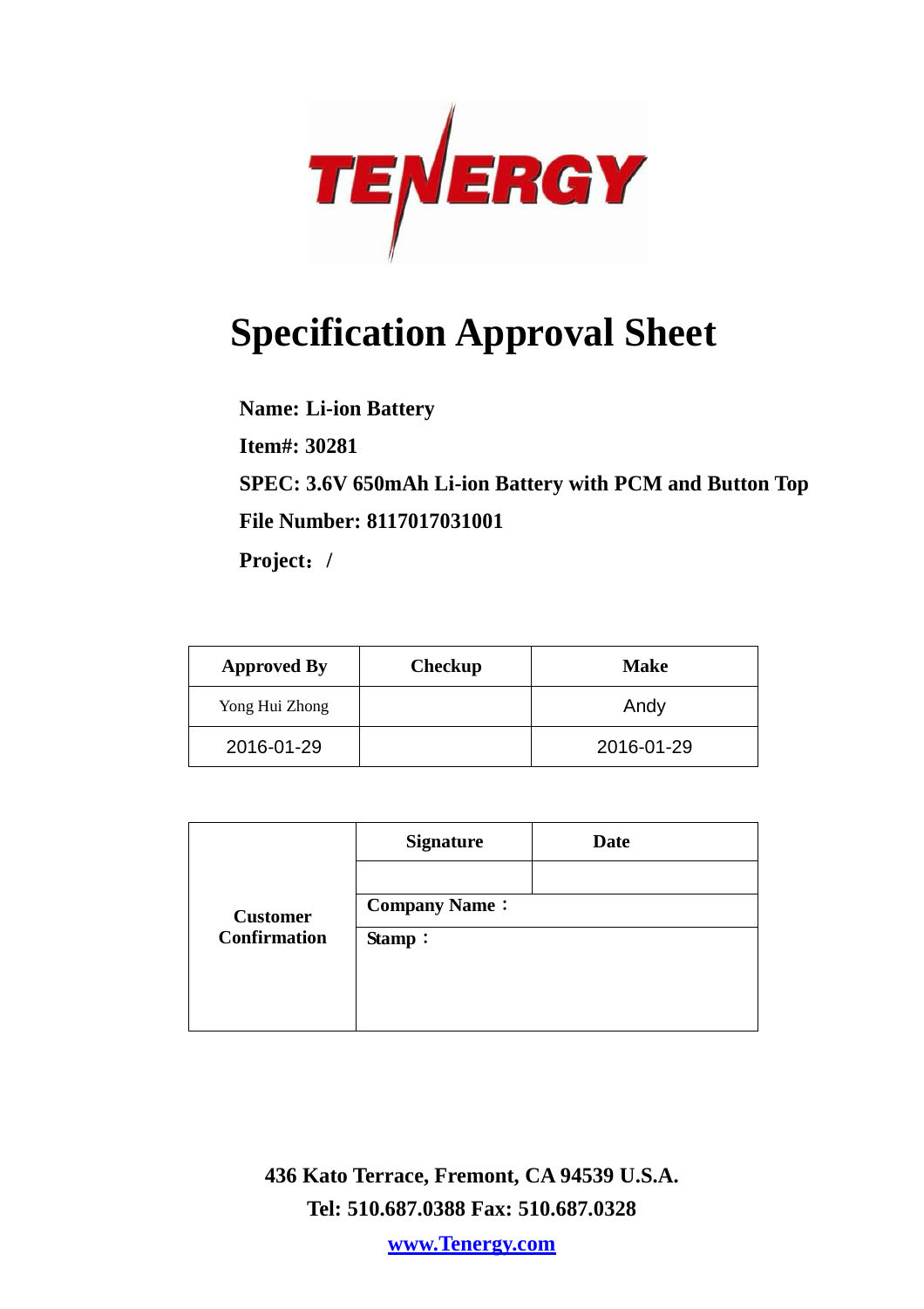TENERGY

# Specification Approval Sheet

**Name: Li-ion Battery**

**Item#: 30281**

**SPEC: 3.6V 650mAh Li-ion Battery with PCM and Button Top**

**File Number: 8117017031001**

**Project：/**

| **Approved By** | **Checkup** | **Make** |
|---|---|---|
| Yong Hui Zhong | | Andy |
| 2016-01-29 | | 2016-01-29 |

| | **Signature** | **Date** |
|---|---|---|
| **Customer Confirmation** | | |
| | **Company Name：** | |
| | **Stamp：** | |

**436 Kato Terrace, Fremont, CA 94539 U.S.A.**

**Tel: 510.687.0388 Fax: 510.687.0328**

**www.Tenergy.com**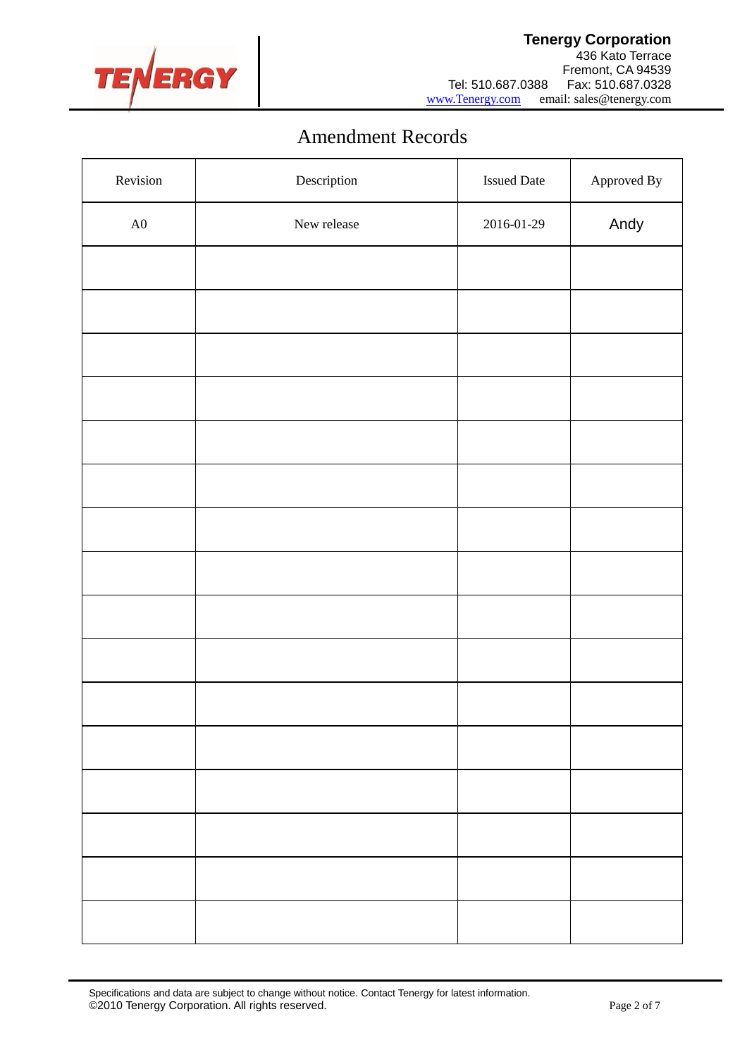# Amendment Records

| Revision | Description | Issued Date | Approved By |
|---|---|---|---|
| A0 | New release | 2016-01-29 | Andy |
| | | | |
| | | | |
| | | | |
| | | | |
| | | | |
| | | | |
| | | | |
| | | | |
| | | | |
| | | | |
| | | | |
| | | | |
| | | | |
| | | | |
| | | | |
| | | | |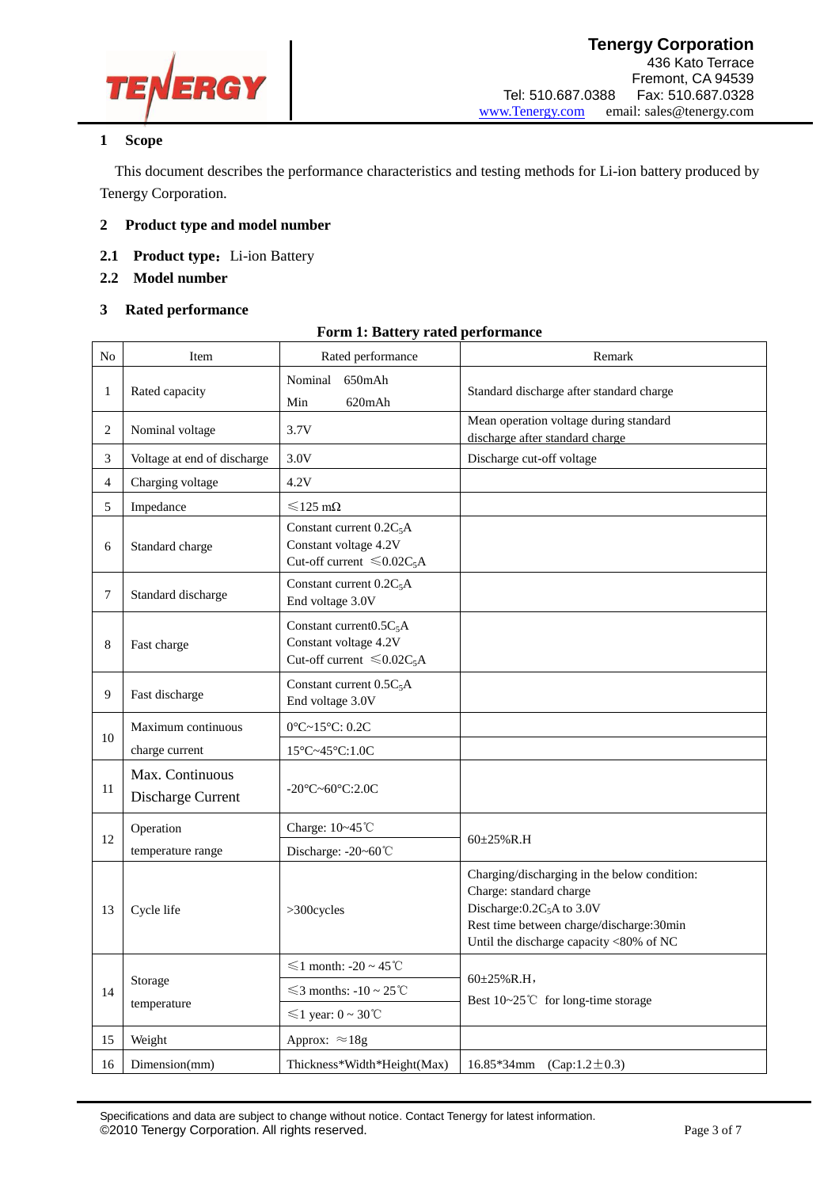## 1 Scope

This document describes the performance characteristics and testing methods for Li-ion battery produced by Tenergy Corporation.

## 2 Product type and model number

**2.1 Product type：** Li-ion Battery

**2.2 Model number**

## 3 Rated performance

**Form 1: Battery rated performance**

| No | Item | Rated performance | Remark |
|---|---|---|---|
| 1 | Rated capacity | Nominal 650mAh<br>Min 620mAh | Standard discharge after standard charge |
| 2 | Nominal voltage | 3.7V | Mean operation voltage during standard discharge after standard charge |
| 3 | Voltage at end of discharge | 3.0V | Discharge cut-off voltage |
| 4 | Charging voltage | 4.2V | |
| 5 | Impedance | ≤125 mΩ | |
| 6 | Standard charge | Constant current $0.2C_5A$<br>Constant voltage 4.2V<br>Cut-off current ≤$0.02C_5A$ | |
| 7 | Standard discharge | Constant current $0.2C_5A$<br>End voltage 3.0V | |
| 8 | Fast charge | Constant current$0.5C_5A$<br>Constant voltage 4.2V<br>Cut-off current ≤$0.02C_5A$ | |
| 9 | Fast discharge | Constant current $0.5C_5A$<br>End voltage 3.0V | |
| 10 | Maximum continuous charge current | 0°C~15°C: 0.2C | |
| | | 15°C~45°C:1.0C | |
| 11 | Max. Continuous Discharge Current | -20°C~60°C:2.0C | |
| 12 | Operation temperature range | Charge: 10~45℃ | 60±25%R.H |
| | | Discharge: -20~60℃ | |
| 13 | Cycle life | >300cycles | Charging/discharging in the below condition:<br>Charge: standard charge<br>Discharge:$0.2C_5A$ to 3.0V<br>Rest time between charge/discharge:30min<br>Until the discharge capacity <80% of NC |
| 14 | Storage temperature | ≤1 month: -20 ~ 45℃ | 60±25%R.H，<br>Best 10~25℃ for long-time storage |
| | | ≤3 months: -10 ~ 25℃ | |
| | | ≤1 year: 0 ~ 30℃ | |
| 15 | Weight | Approx: ≈18g | |
| 16 | Dimension(mm) | Thickness*Width*Height(Max) | 16.85*34mm (Cap:1.2±0.3) |

Specifications and data are subject to change without notice. Contact Tenergy for latest information.
©2010 Tenergy Corporation. All rights reserved.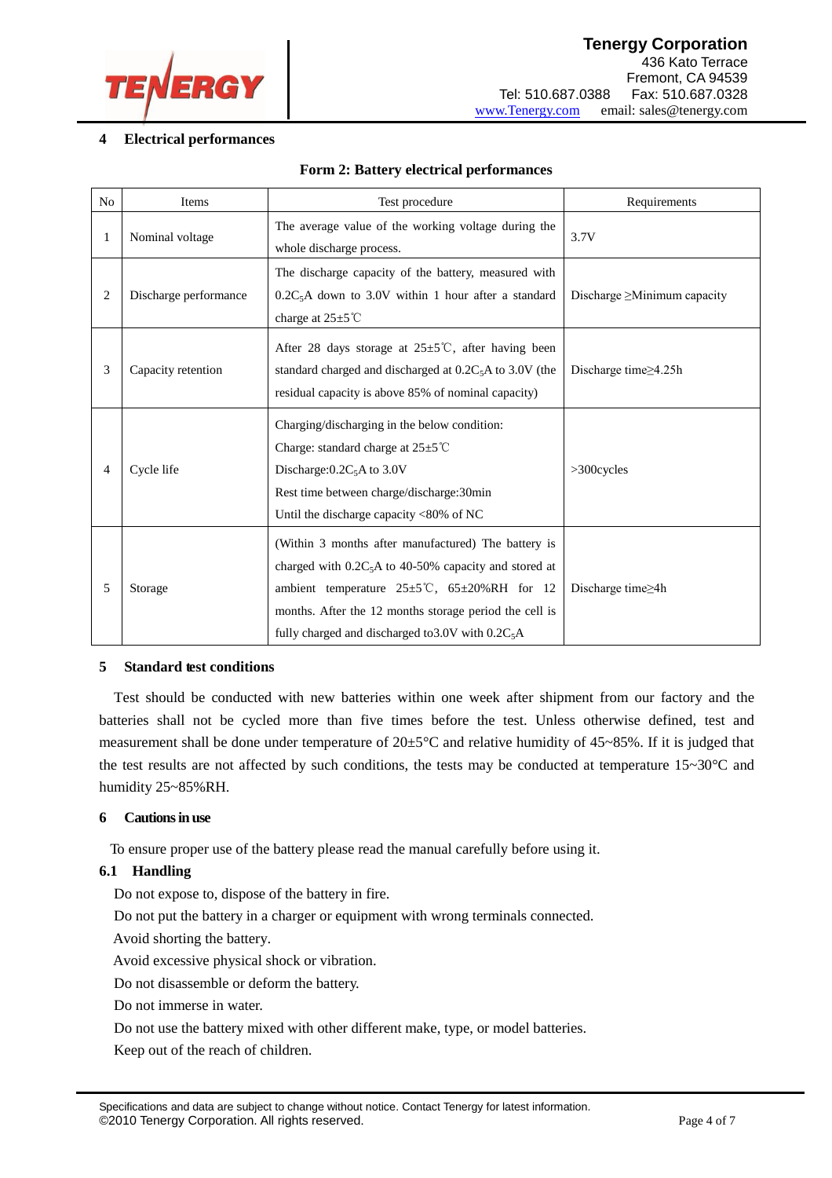## 4 Electrical performances

**Form 2: Battery electrical performances**

| No | Items | Test procedure | Requirements |
|---|---|---|---|
| 1 | Nominal voltage | The average value of the working voltage during the whole discharge process. | 3.7V |
| 2 | Discharge performance | The discharge capacity of the battery, measured with $0.2C_5$A down to 3.0V within 1 hour after a standard charge at 25±5℃ | Discharge ≥Minimum capacity |
| 3 | Capacity retention | After 28 days storage at 25±5℃, after having been standard charged and discharged at $0.2C_5$A to 3.0V (the residual capacity is above 85% of nominal capacity) | Discharge time≥4.25h |
| 4 | Cycle life | Charging/discharging in the below condition:<br>Charge: standard charge at 25±5℃<br>Discharge:$0.2C_5$A to 3.0V<br>Rest time between charge/discharge:30min<br>Until the discharge capacity <80% of NC | >300cycles |
| 5 | Storage | (Within 3 months after manufactured) The battery is charged with $0.2C_5$A to 40-50% capacity and stored at ambient temperature 25±5℃, 65±20%RH for 12 months. After the 12 months storage period the cell is fully charged and discharged to3.0V with $0.2C_5$A | Discharge time≥4h |

## 5 Standard test conditions

Test should be conducted with new batteries within one week after shipment from our factory and the batteries shall not be cycled more than five times before the test. Unless otherwise defined, test and measurement shall be done under temperature of 20±5°C and relative humidity of 45~85%. If it is judged that the test results are not affected by such conditions, the tests may be conducted at temperature 15~30°C and humidity 25~85%RH.

## 6 Cautions in use

To ensure proper use of the battery please read the manual carefully before using it.

### 6.1 Handling

Do not expose to, dispose of the battery in fire.

Do not put the battery in a charger or equipment with wrong terminals connected.

Avoid shorting the battery.

Avoid excessive physical shock or vibration.

Do not disassemble or deform the battery.

Do not immerse in water.

Do not use the battery mixed with other different make, type, or model batteries.

Keep out of the reach of children.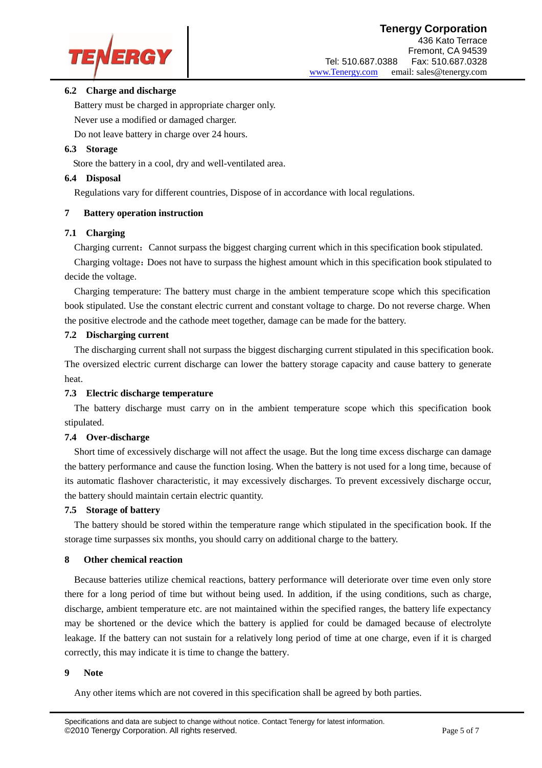### 6.2 Charge and discharge

Battery must be charged in appropriate charger only.

Never use a modified or damaged charger.

Do not leave battery in charge over 24 hours.

### 6.3 Storage

Store the battery in a cool, dry and well-ventilated area.

### 6.4 Disposal

Regulations vary for different countries, Dispose of in accordance with local regulations.

## 7 Battery operation instruction

### 7.1 Charging

Charging current：Cannot surpass the biggest charging current which in this specification book stipulated.

Charging voltage：Does not have to surpass the highest amount which in this specification book stipulated to decide the voltage.

Charging temperature: The battery must charge in the ambient temperature scope which this specification book stipulated. Use the constant electric current and constant voltage to charge. Do not reverse charge. When the positive electrode and the cathode meet together, damage can be made for the battery.

### 7.2 Discharging current

The discharging current shall not surpass the biggest discharging current stipulated in this specification book. The oversized electric current discharge can lower the battery storage capacity and cause battery to generate heat.

### 7.3 Electric discharge temperature

The battery discharge must carry on in the ambient temperature scope which this specification book stipulated.

### 7.4 Over-discharge

Short time of excessively discharge will not affect the usage. But the long time excess discharge can damage the battery performance and cause the function losing. When the battery is not used for a long time, because of its automatic flashover characteristic, it may excessively discharges. To prevent excessively discharge occur, the battery should maintain certain electric quantity.

### 7.5 Storage of battery

The battery should be stored within the temperature range which stipulated in the specification book. If the storage time surpasses six months, you should carry on additional charge to the battery.

## 8 Other chemical reaction

Because batteries utilize chemical reactions, battery performance will deteriorate over time even only store there for a long period of time but without being used. In addition, if the using conditions, such as charge, discharge, ambient temperature etc. are not maintained within the specified ranges, the battery life expectancy may be shortened or the device which the battery is applied for could be damaged because of electrolyte leakage. If the battery can not sustain for a relatively long period of time at one charge, even if it is charged correctly, this may indicate it is time to change the battery.

## 9 Note

Any other items which are not covered in this specification shall be agreed by both parties.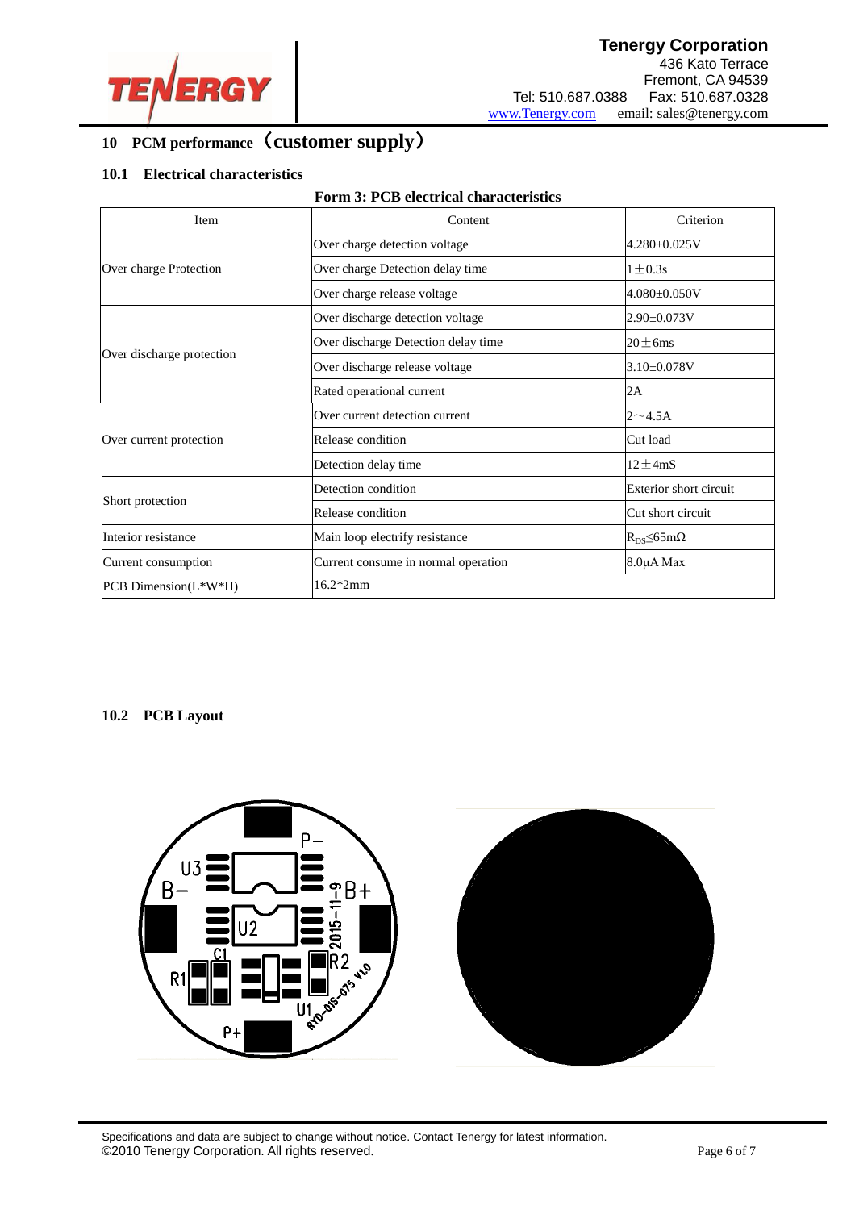## 10 PCM performance（customer supply）

### 10.1 Electrical characteristics

**Form 3: PCB electrical characteristics**

| Item | Content | Criterion |
|---|---|---|
| Over charge Protection | Over charge detection voltage | 4.280±0.025V |
| | Over charge Detection delay time | 1±0.3s |
| | Over charge release voltage | 4.080±0.050V |
| Over discharge protection | Over discharge detection voltage | 2.90±0.073V |
| | Over discharge Detection delay time | 20±6ms |
| | Over discharge release voltage | 3.10±0.078V |
| | Rated operational current | 2A |
| Over current protection | Over current detection current | 2～4.5A |
| | Release condition | Cut load |
| | Detection delay time | 12±4mS |
| Short protection | Detection condition | Exterior short circuit |
| | Release condition | Cut short circuit |
| Interior resistance | Main loop electrify resistance | $R_{DS}$≤65mΩ |
| Current consumption | Current consume in normal operation | 8.0μA Max |
| PCB Dimension(L*W*H) | 16.2*2mm | |

### 10.2 PCB Layout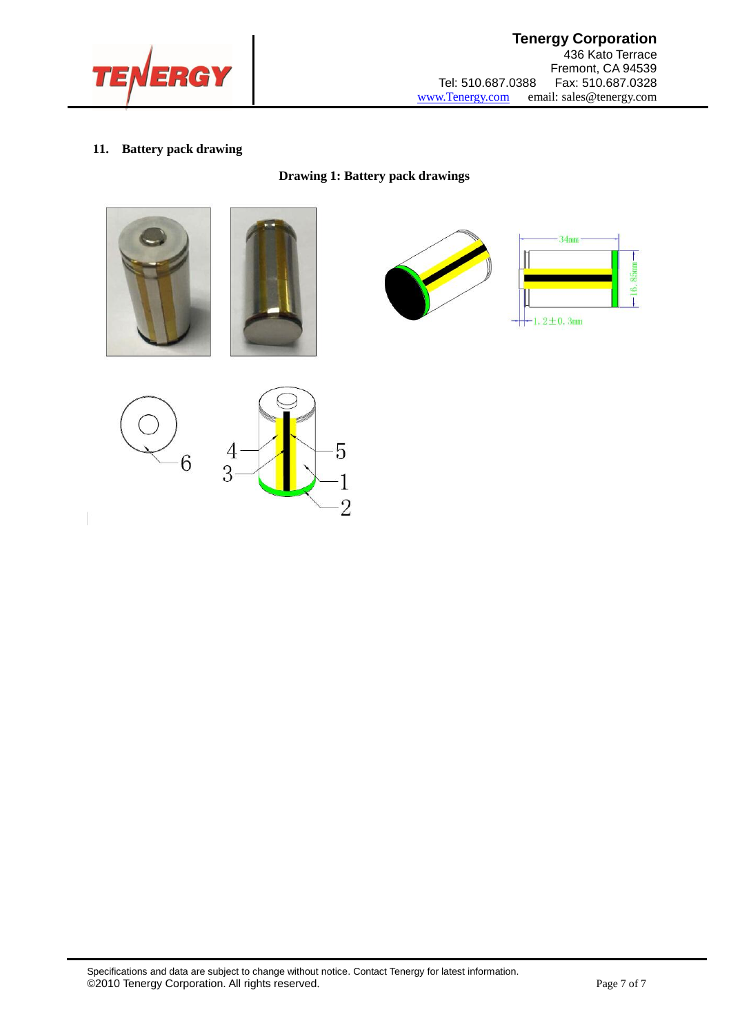## 11. Battery pack drawing

**Drawing 1: Battery pack drawings**

34mm

16.85mm

1.2±0.3mm

6

4

3

5

1

2